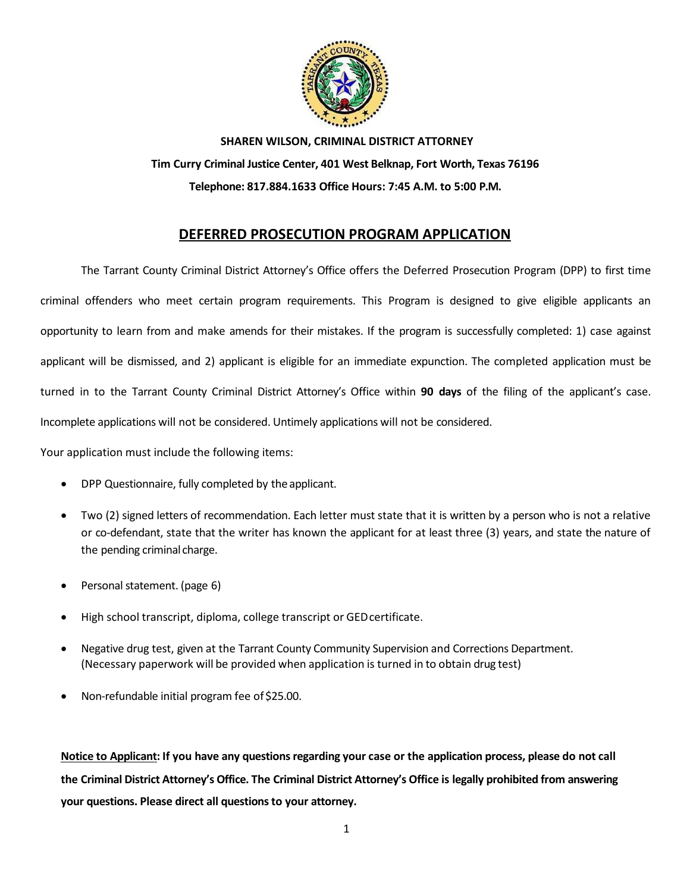**SHAREN WILSON, CRIMINAL DISTRICT ATTORNEY**

**Tim Curry Criminal Justice Center, 401 West Belknap, Fort Worth, Texas 76196**

**Telephone: 817.884.1633 Office Hours: 7:45 A.M. to 5:00 P.M.**

# DEFERRED PROSECUTION PROGRAM APPLICATION

The Tarrant County Criminal District Attorney's Office offers the Deferred Prosecution Program (DPP) to first time criminal offenders who meet certain program requirements. This Program is designed to give eligible applicants an opportunity to learn from and make amends for their mistakes. If the program is successfully completed: 1) case against applicant will be dismissed, and 2) applicant is eligible for an immediate expunction. The completed application must be turned in to the Tarrant County Criminal District Attorney's Office within **90 days** of the filing of the applicant's case. Incomplete applications will not be considered. Untimely applications will not be considered.

Your application must include the following items:

- DPP Questionnaire, fully completed by the applicant.
- Two (2) signed letters of recommendation. Each letter must state that it is written by a person who is not a relative or co-defendant, state that the writer has known the applicant for at least three (3) years, and state the nature of the pending criminal charge.
- Personal statement. (page 6)
- High school transcript, diploma, college transcript or GED certificate.
- Negative drug test, given at the Tarrant County Community Supervision and Corrections Department. (Necessary paperwork will be provided when application is turned in to obtain drug test)
- Non-refundable initial program fee of $25.00.

**Notice to Applicant: If you have any questions regarding your case or the application process, please do not call the Criminal District Attorney's Office. The Criminal District Attorney's Office is legally prohibited from answering your questions. Please direct all questions to your attorney.**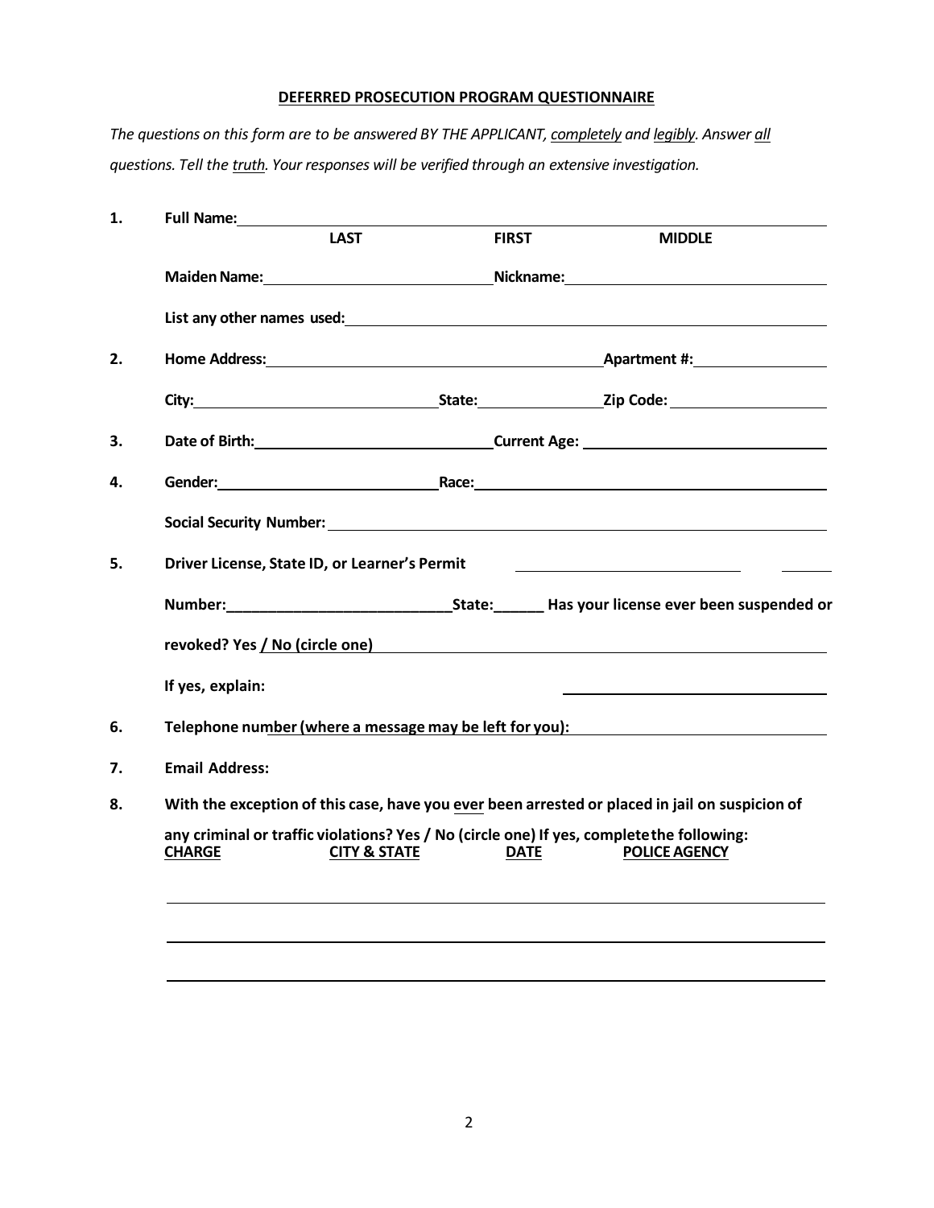**DEFERRED PROSECUTION PROGRAM QUESTIONNAIRE**

*The questions on this form are to be answered BY THE APPLICANT, completely and legibly. Answer all questions. Tell the truth. Your responses will be verified through an extensive investigation.*

1. **Full Name:** ______________________________________________

   **LAST** **FIRST** **MIDDLE**

   **Maiden Name:** ____________________ **Nickname:** ____________________

   **List any other names used:** ______________________________________________

2. **Home Address:** ______________________________ **Apartment #:** __________

   **City:** ____________________ **State:** __________ **Zip Code:** __________

3. **Date of Birth:** ____________________ **Current Age:** ____________________

4. **Gender:** ____________________ **Race:** ______________________________

   **Social Security Number:** ______________________________________________

5. **Driver License, State ID, or Learner's Permit** ____________________ ______

   **Number:**___________________________**State:**______ **Has your license ever been suspended or revoked? Yes / No (circle one)** ______________________________

   **If yes, explain:** ______________________________

6. **Telephone number (where a message may be left for you):** ____________________

7. **Email Address:**

8. **With the exception of this case, have you ever been arrested or placed in jail on suspicion of any criminal or traffic violations? Yes / No (circle one) If yes, complete the following:**

| CHARGE | CITY & STATE | DATE | POLICE AGENCY |
|---|---|---|---|
| | | | |
| | | | |
| | | | |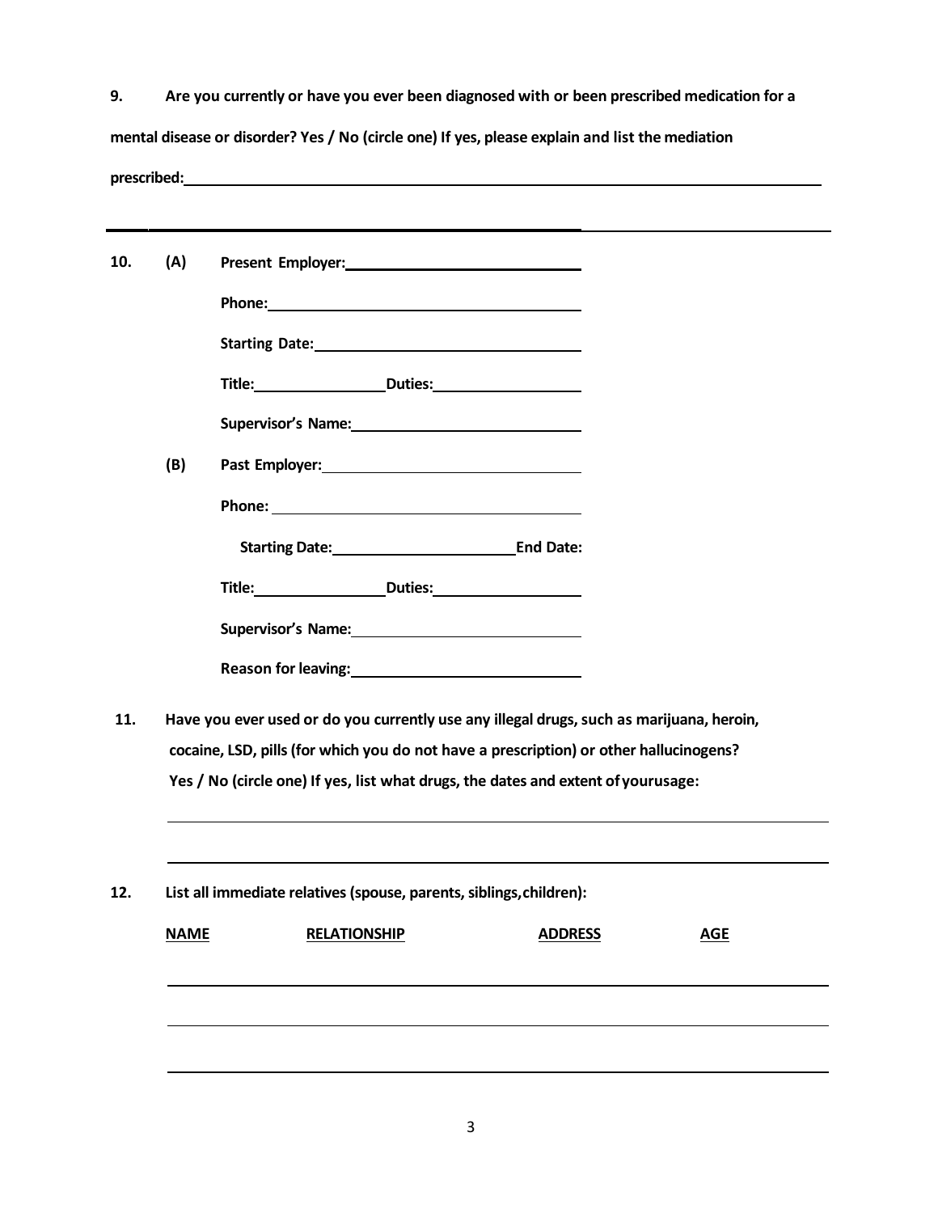**9. Are you currently or have you ever been diagnosed with or been prescribed medication for a mental disease or disorder? Yes / No (circle one) If yes, please explain and list the mediation prescribed:**\_\_\_\_\_\_\_\_\_\_\_\_\_\_\_\_\_\_\_\_\_\_\_\_\_\_\_\_\_\_\_\_\_\_\_\_\_\_\_\_

\_\_\_\_\_\_\_\_\_\_\_\_\_\_\_\_\_\_\_\_\_\_\_\_\_\_\_\_\_\_\_\_\_\_\_\_\_\_\_\_\_\_\_\_\_\_\_\_\_\_\_\_\_\_\_\_

**10. (A) Present Employer:**\_\_\_\_\_\_\_\_\_\_\_\_\_\_\_\_\_\_\_\_\_\_\_\_

**Phone:**\_\_\_\_\_\_\_\_\_\_\_\_\_\_\_\_\_\_\_\_\_\_\_\_\_\_\_\_\_\_\_\_

**Starting Date:**\_\_\_\_\_\_\_\_\_\_\_\_\_\_\_\_\_\_\_\_\_\_\_\_\_\_

**Title:**\_\_\_\_\_\_\_\_\_\_\_\_\_\_**Duties:**\_\_\_\_\_\_\_\_\_\_\_\_\_\_

**Supervisor's Name:**\_\_\_\_\_\_\_\_\_\_\_\_\_\_\_\_\_\_\_\_\_\_

**(B) Past Employer:**\_\_\_\_\_\_\_\_\_\_\_\_\_\_\_\_\_\_\_\_\_\_\_\_\_

**Phone:**\_\_\_\_\_\_\_\_\_\_\_\_\_\_\_\_\_\_\_\_\_\_\_\_\_\_\_\_\_\_\_\_

**Starting Date:**\_\_\_\_\_\_\_\_\_\_\_\_\_\_\_\_\_\_**End Date:**

**Title:**\_\_\_\_\_\_\_\_\_\_\_\_\_\_**Duties:**\_\_\_\_\_\_\_\_\_\_\_\_\_\_

**Supervisor's Name:**\_\_\_\_\_\_\_\_\_\_\_\_\_\_\_\_\_\_\_\_\_\_

**Reason for leaving:**\_\_\_\_\_\_\_\_\_\_\_\_\_\_\_\_\_\_\_\_\_\_

**11. Have you ever used or do you currently use any illegal drugs, such as marijuana, heroin, cocaine, LSD, pills (for which you do not have a prescription) or other hallucinogens? Yes / No (circle one) If yes, list what drugs, the dates and extent of yourusage:**

\_\_\_\_\_\_\_\_\_\_\_\_\_\_\_\_\_\_\_\_\_\_\_\_\_\_\_\_\_\_\_\_\_\_\_\_\_\_\_\_\_\_\_\_\_\_\_\_\_\_\_\_\_\_\_\_

\_\_\_\_\_\_\_\_\_\_\_\_\_\_\_\_\_\_\_\_\_\_\_\_\_\_\_\_\_\_\_\_\_\_\_\_\_\_\_\_\_\_\_\_\_\_\_\_\_\_\_\_\_\_\_\_

**12. List all immediate relatives (spouse, parents, siblings,children):**

| NAME | RELATIONSHIP | ADDRESS | AGE |
|---|---|---|---|
| | | | |
| | | | |
| | | | |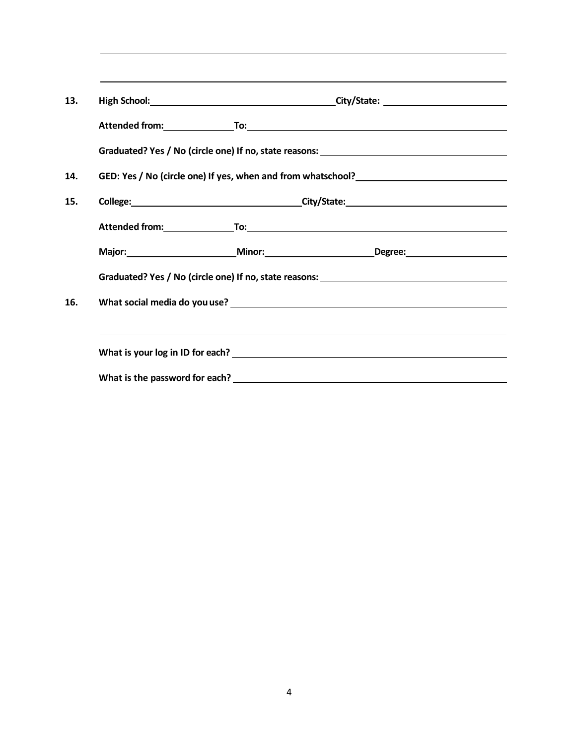13. **High School:** \_\_\_\_\_\_\_\_\_\_\_\_\_\_\_\_\_\_\_\_ **City/State:** \_\_\_\_\_\_\_\_\_\_\_\_\_\_\_\_\_\_\_\_

    **Attended from:** \_\_\_\_\_\_\_\_\_\_ **To:** \_\_\_\_\_\_\_\_\_\_\_\_\_\_\_\_\_\_\_\_

    **Graduated? Yes / No (circle one) If no, state reasons:** \_\_\_\_\_\_\_\_\_\_\_\_\_\_\_\_\_\_\_\_

14. **GED: Yes / No (circle one) If yes, when and from whatschool?** \_\_\_\_\_\_\_\_\_\_\_\_\_\_\_\_\_\_\_\_

15. **College:** \_\_\_\_\_\_\_\_\_\_\_\_\_\_\_\_\_\_\_\_ **City/State:** \_\_\_\_\_\_\_\_\_\_\_\_\_\_\_\_\_\_\_\_

    **Attended from:** \_\_\_\_\_\_\_\_\_\_ **To:** \_\_\_\_\_\_\_\_\_\_\_\_\_\_\_\_\_\_\_\_

    **Major:** \_\_\_\_\_\_\_\_\_\_\_\_\_\_\_ **Minor:** \_\_\_\_\_\_\_\_\_\_\_\_\_\_\_ **Degree:** \_\_\_\_\_\_\_\_\_\_\_\_\_\_\_

    **Graduated? Yes / No (circle one) If no, state reasons:** \_\_\_\_\_\_\_\_\_\_\_\_\_\_\_\_\_\_\_\_

16. **What social media do you use?** \_\_\_\_\_\_\_\_\_\_\_\_\_\_\_\_\_\_\_\_

    \_\_\_\_\_\_\_\_\_\_\_\_\_\_\_\_\_\_\_\_\_\_\_\_\_\_\_\_\_\_\_\_\_\_\_\_\_\_\_\_

    **What is your log in ID for each?** \_\_\_\_\_\_\_\_\_\_\_\_\_\_\_\_\_\_\_\_

    **What is the password for each?** \_\_\_\_\_\_\_\_\_\_\_\_\_\_\_\_\_\_\_\_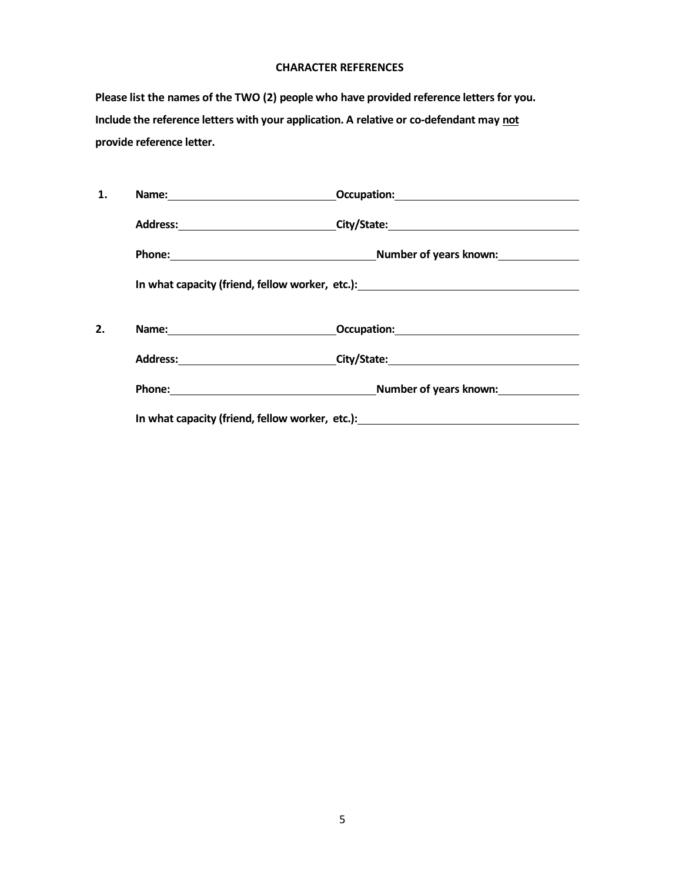## CHARACTER REFERENCES

**Please list the names of the TWO (2) people who have provided reference letters for you. Include the reference letters with your application. A relative or co-defendant may <u>not</u> provide reference letter.**

**1.** **Name:**\_\_\_\_\_\_\_\_\_\_\_\_\_\_\_\_\_\_\_\_\_\_\_\_\_\_\_\_ **Occupation:**\_\_\_\_\_\_\_\_\_\_\_\_\_\_\_\_\_\_\_\_\_\_\_\_\_\_\_\_\_\_\_\_

**Address:**\_\_\_\_\_\_\_\_\_\_\_\_\_\_\_\_\_\_\_\_\_\_\_\_\_\_\_\_ **City/State:**\_\_\_\_\_\_\_\_\_\_\_\_\_\_\_\_\_\_\_\_\_\_\_\_\_\_\_\_\_\_\_\_

**Phone:**\_\_\_\_\_\_\_\_\_\_\_\_\_\_\_\_\_\_\_\_\_\_\_\_\_\_\_\_\_\_\_\_\_\_\_\_ **Number of years known:**\_\_\_\_\_\_\_\_\_\_\_\_\_\_

**In what capacity (friend, fellow worker, etc.):**\_\_\_\_\_\_\_\_\_\_\_\_\_\_\_\_\_\_\_\_\_\_\_\_\_\_\_\_\_\_\_\_\_\_\_\_\_\_

**2.** **Name:**\_\_\_\_\_\_\_\_\_\_\_\_\_\_\_\_\_\_\_\_\_\_\_\_\_\_\_\_ **Occupation:**\_\_\_\_\_\_\_\_\_\_\_\_\_\_\_\_\_\_\_\_\_\_\_\_\_\_\_\_\_\_\_\_

**Address:**\_\_\_\_\_\_\_\_\_\_\_\_\_\_\_\_\_\_\_\_\_\_\_\_\_\_\_\_ **City/State:**\_\_\_\_\_\_\_\_\_\_\_\_\_\_\_\_\_\_\_\_\_\_\_\_\_\_\_\_\_\_\_\_

**Phone:**\_\_\_\_\_\_\_\_\_\_\_\_\_\_\_\_\_\_\_\_\_\_\_\_\_\_\_\_\_\_\_\_\_\_\_\_ **Number of years known:**\_\_\_\_\_\_\_\_\_\_\_\_\_\_

**In what capacity (friend, fellow worker, etc.):**\_\_\_\_\_\_\_\_\_\_\_\_\_\_\_\_\_\_\_\_\_\_\_\_\_\_\_\_\_\_\_\_\_\_\_\_\_\_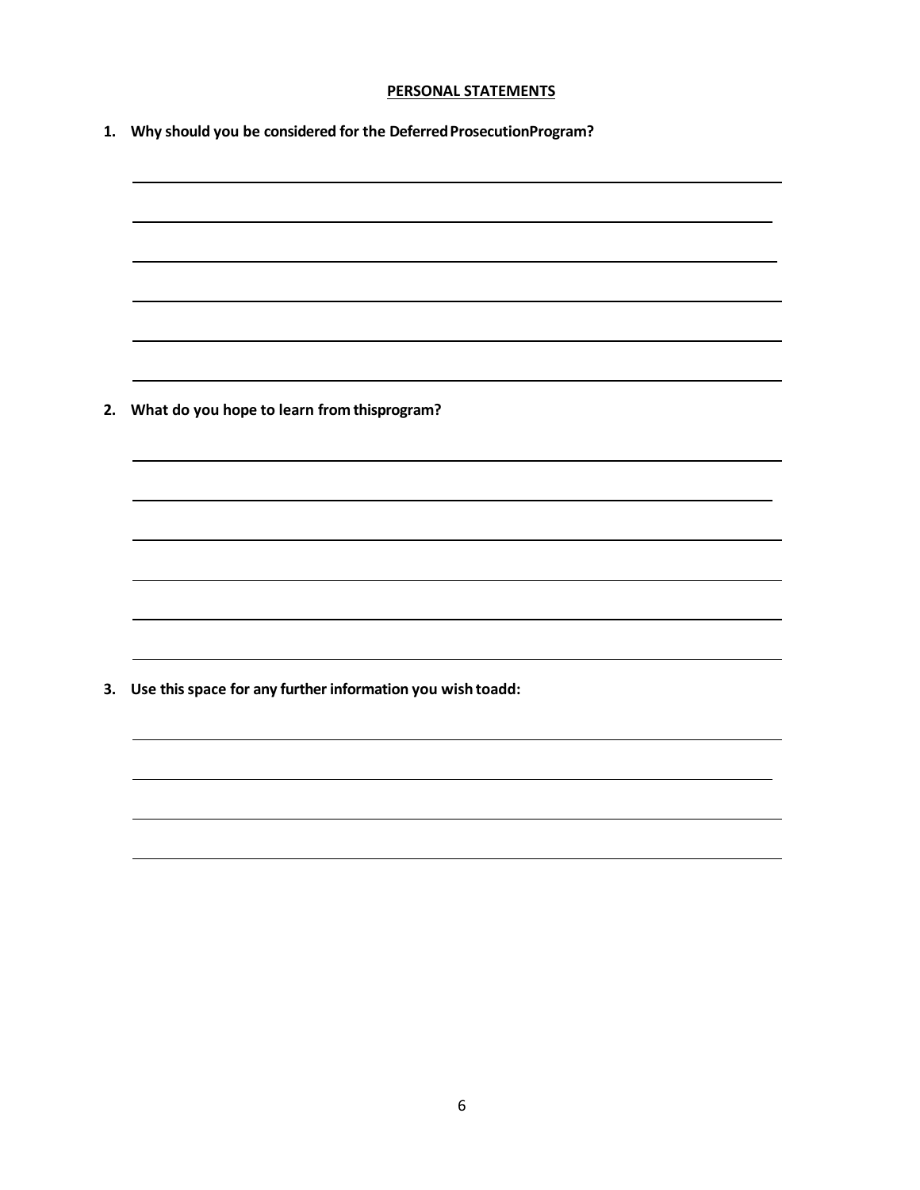**PERSONAL STATEMENTS**

1. **Why should you be considered for the DeferredProsecutionProgram?**

\_\_\_\_\_\_\_\_\_\_\_\_\_\_\_\_\_\_\_\_\_\_\_\_\_\_\_\_\_\_\_\_\_\_\_\_\_\_\_\_\_\_\_\_\_\_\_\_\_\_\_\_\_\_\_\_\_\_\_\_\_\_\_\_\_\_\_\_\_\_

\_\_\_\_\_\_\_\_\_\_\_\_\_\_\_\_\_\_\_\_\_\_\_\_\_\_\_\_\_\_\_\_\_\_\_\_\_\_\_\_\_\_\_\_\_\_\_\_\_\_\_\_\_\_\_\_\_\_\_\_\_\_\_\_\_\_\_\_\_\_

\_\_\_\_\_\_\_\_\_\_\_\_\_\_\_\_\_\_\_\_\_\_\_\_\_\_\_\_\_\_\_\_\_\_\_\_\_\_\_\_\_\_\_\_\_\_\_\_\_\_\_\_\_\_\_\_\_\_\_\_\_\_\_\_\_\_\_\_\_\_

\_\_\_\_\_\_\_\_\_\_\_\_\_\_\_\_\_\_\_\_\_\_\_\_\_\_\_\_\_\_\_\_\_\_\_\_\_\_\_\_\_\_\_\_\_\_\_\_\_\_\_\_\_\_\_\_\_\_\_\_\_\_\_\_\_\_\_\_\_\_

\_\_\_\_\_\_\_\_\_\_\_\_\_\_\_\_\_\_\_\_\_\_\_\_\_\_\_\_\_\_\_\_\_\_\_\_\_\_\_\_\_\_\_\_\_\_\_\_\_\_\_\_\_\_\_\_\_\_\_\_\_\_\_\_\_\_\_\_\_\_

\_\_\_\_\_\_\_\_\_\_\_\_\_\_\_\_\_\_\_\_\_\_\_\_\_\_\_\_\_\_\_\_\_\_\_\_\_\_\_\_\_\_\_\_\_\_\_\_\_\_\_\_\_\_\_\_\_\_\_\_\_\_\_\_\_\_\_\_\_\_

2. **What do you hope to learn from thisprogram?**

\_\_\_\_\_\_\_\_\_\_\_\_\_\_\_\_\_\_\_\_\_\_\_\_\_\_\_\_\_\_\_\_\_\_\_\_\_\_\_\_\_\_\_\_\_\_\_\_\_\_\_\_\_\_\_\_\_\_\_\_\_\_\_\_\_\_\_\_\_\_

\_\_\_\_\_\_\_\_\_\_\_\_\_\_\_\_\_\_\_\_\_\_\_\_\_\_\_\_\_\_\_\_\_\_\_\_\_\_\_\_\_\_\_\_\_\_\_\_\_\_\_\_\_\_\_\_\_\_\_\_\_\_\_\_\_\_\_\_\_\_

\_\_\_\_\_\_\_\_\_\_\_\_\_\_\_\_\_\_\_\_\_\_\_\_\_\_\_\_\_\_\_\_\_\_\_\_\_\_\_\_\_\_\_\_\_\_\_\_\_\_\_\_\_\_\_\_\_\_\_\_\_\_\_\_\_\_\_\_\_\_

\_\_\_\_\_\_\_\_\_\_\_\_\_\_\_\_\_\_\_\_\_\_\_\_\_\_\_\_\_\_\_\_\_\_\_\_\_\_\_\_\_\_\_\_\_\_\_\_\_\_\_\_\_\_\_\_\_\_\_\_\_\_\_\_\_\_\_\_\_\_

\_\_\_\_\_\_\_\_\_\_\_\_\_\_\_\_\_\_\_\_\_\_\_\_\_\_\_\_\_\_\_\_\_\_\_\_\_\_\_\_\_\_\_\_\_\_\_\_\_\_\_\_\_\_\_\_\_\_\_\_\_\_\_\_\_\_\_\_\_\_

\_\_\_\_\_\_\_\_\_\_\_\_\_\_\_\_\_\_\_\_\_\_\_\_\_\_\_\_\_\_\_\_\_\_\_\_\_\_\_\_\_\_\_\_\_\_\_\_\_\_\_\_\_\_\_\_\_\_\_\_\_\_\_\_\_\_\_\_\_\_

3. **Use this space for any further information you wish toadd:**

\_\_\_\_\_\_\_\_\_\_\_\_\_\_\_\_\_\_\_\_\_\_\_\_\_\_\_\_\_\_\_\_\_\_\_\_\_\_\_\_\_\_\_\_\_\_\_\_\_\_\_\_\_\_\_\_\_\_\_\_\_\_\_\_\_\_\_\_\_\_

\_\_\_\_\_\_\_\_\_\_\_\_\_\_\_\_\_\_\_\_\_\_\_\_\_\_\_\_\_\_\_\_\_\_\_\_\_\_\_\_\_\_\_\_\_\_\_\_\_\_\_\_\_\_\_\_\_\_\_\_\_\_\_\_\_\_\_\_\_\_

\_\_\_\_\_\_\_\_\_\_\_\_\_\_\_\_\_\_\_\_\_\_\_\_\_\_\_\_\_\_\_\_\_\_\_\_\_\_\_\_\_\_\_\_\_\_\_\_\_\_\_\_\_\_\_\_\_\_\_\_\_\_\_\_\_\_\_\_\_\_

\_\_\_\_\_\_\_\_\_\_\_\_\_\_\_\_\_\_\_\_\_\_\_\_\_\_\_\_\_\_\_\_\_\_\_\_\_\_\_\_\_\_\_\_\_\_\_\_\_\_\_\_\_\_\_\_\_\_\_\_\_\_\_\_\_\_\_\_\_\_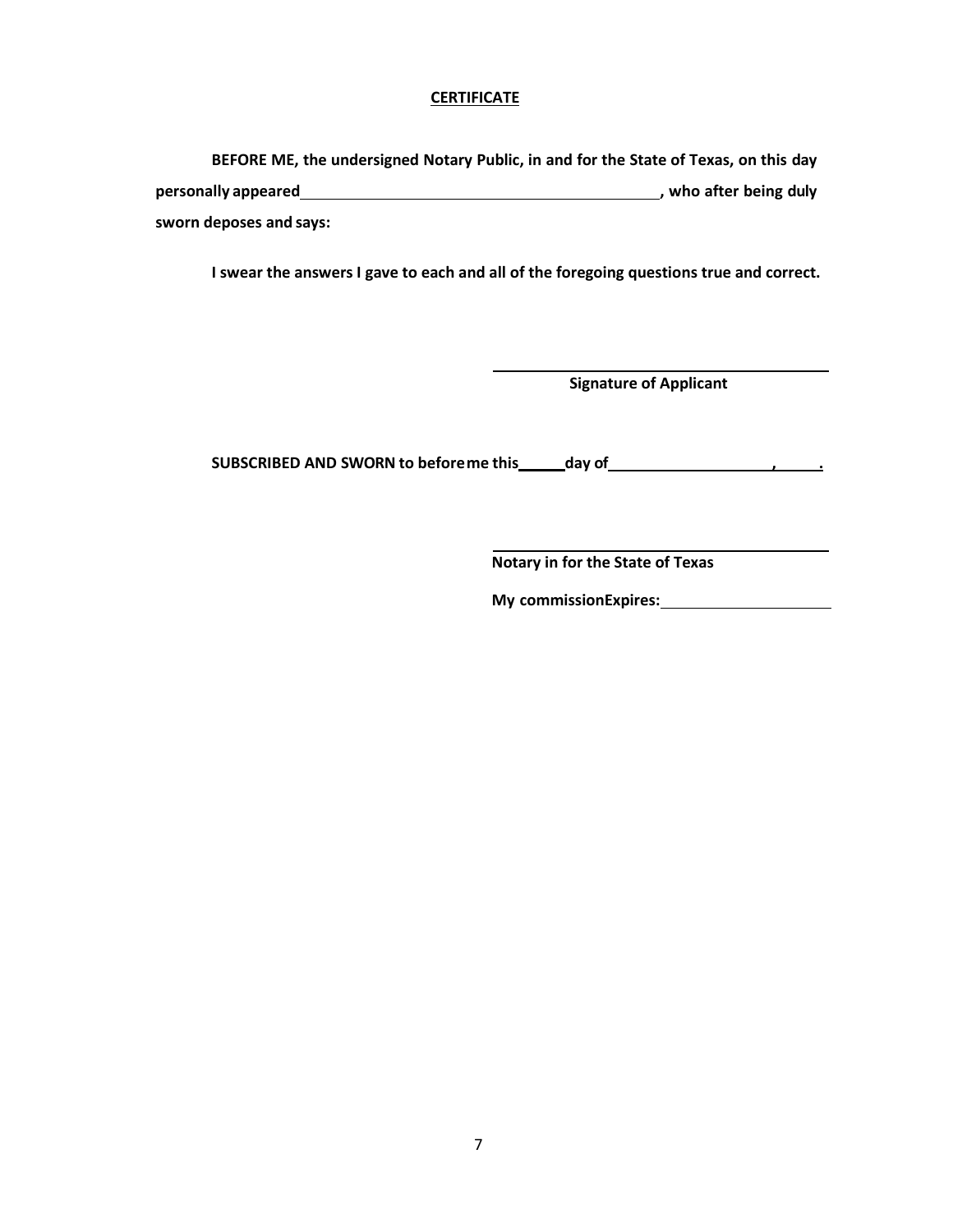**CERTIFICATE**

**BEFORE ME, the undersigned Notary Public, in and for the State of Texas, on this day personally appeared ______________________________________________, who after being duly sworn deposes and says:**

**I swear the answers I gave to each and all of the foregoing questions true and correct.**

______________________________________
**Signature of Applicant**

**SUBSCRIBED AND SWORN to before me this ______ day of ____________________, ______.**

______________________________________
**Notary in for the State of Texas**

**My commissionExpires: ____________________**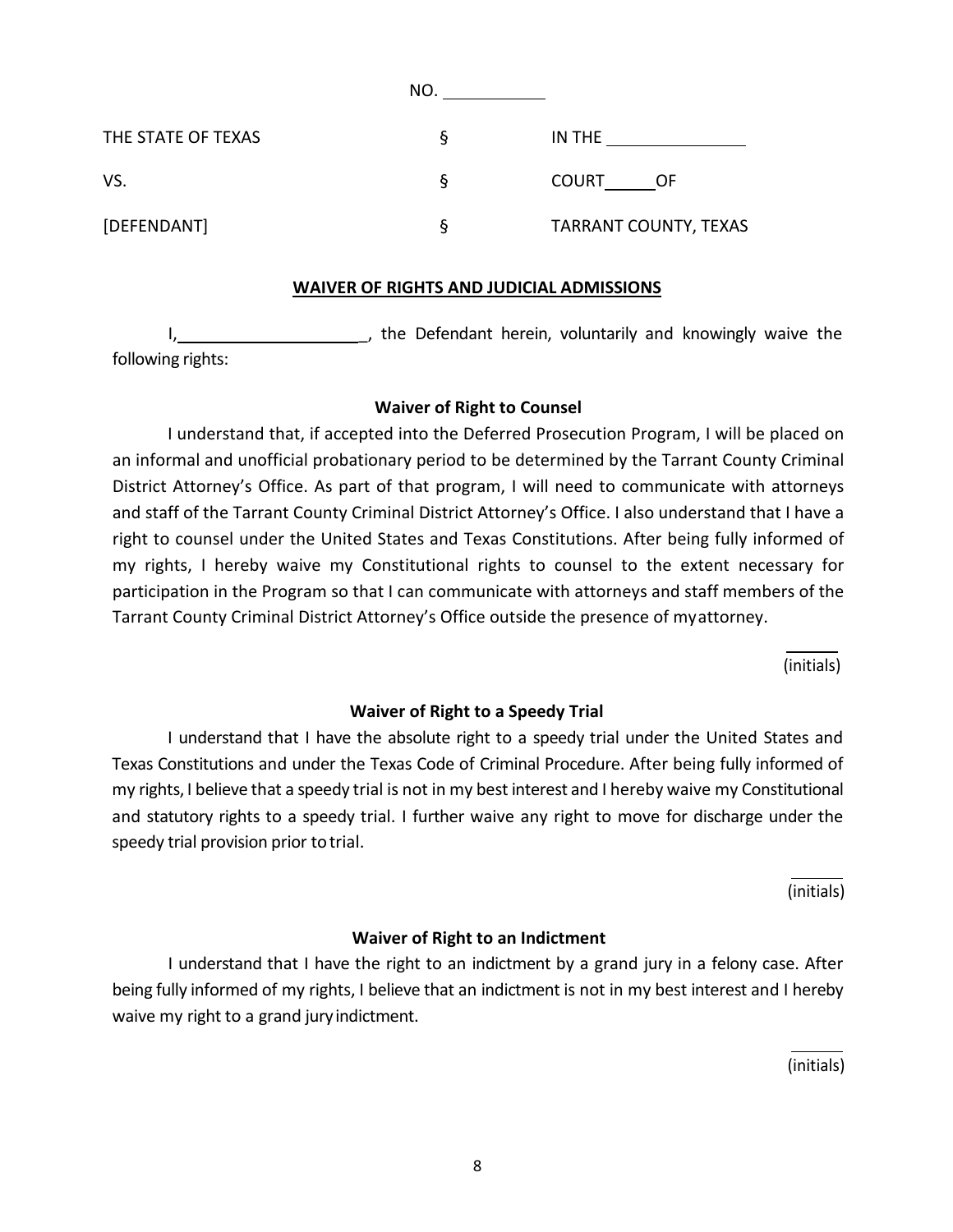NO. ___________

| THE STATE OF TEXAS | § | IN THE _______________ |
|---|---|---|
| VS. | § | COURT _____ OF |
| [DEFENDANT] | § | TARRANT COUNTY, TEXAS |

**WAVER OF RIGHTS AND JUDICIAL ADMISSIONS**

I, _____________________, the Defendant herein, voluntarily and knowingly waive the following rights:

**Waiver of Right to Counsel**

I understand that, if accepted into the Deferred Prosecution Program, I will be placed on an informal and unofficial probationary period to be determined by the Tarrant County Criminal District Attorney's Office. As part of that program, I will need to communicate with attorneys and staff of the Tarrant County Criminal District Attorney's Office. I also understand that I have a right to counsel under the United States and Texas Constitutions. After being fully informed of my rights, I hereby waive my Constitutional rights to counsel to the extent necessary for participation in the Program so that I can communicate with attorneys and staff members of the Tarrant County Criminal District Attorney's Office outside the presence of my attorney.

______
(initials)

**Waiver of Right to a Speedy Trial**

I understand that I have the absolute right to a speedy trial under the United States and Texas Constitutions and under the Texas Code of Criminal Procedure. After being fully informed of my rights, I believe that a speedy trial is not in my best interest and I hereby waive my Constitutional and statutory rights to a speedy trial. I further waive any right to move for discharge under the speedy trial provision prior to trial.

______
(initials)

**Waiver of Right to an Indictment**

I understand that I have the right to an indictment by a grand jury in a felony case. After being fully informed of my rights, I believe that an indictment is not in my best interest and I hereby waive my right to a grand jury indictment.

______
(initials)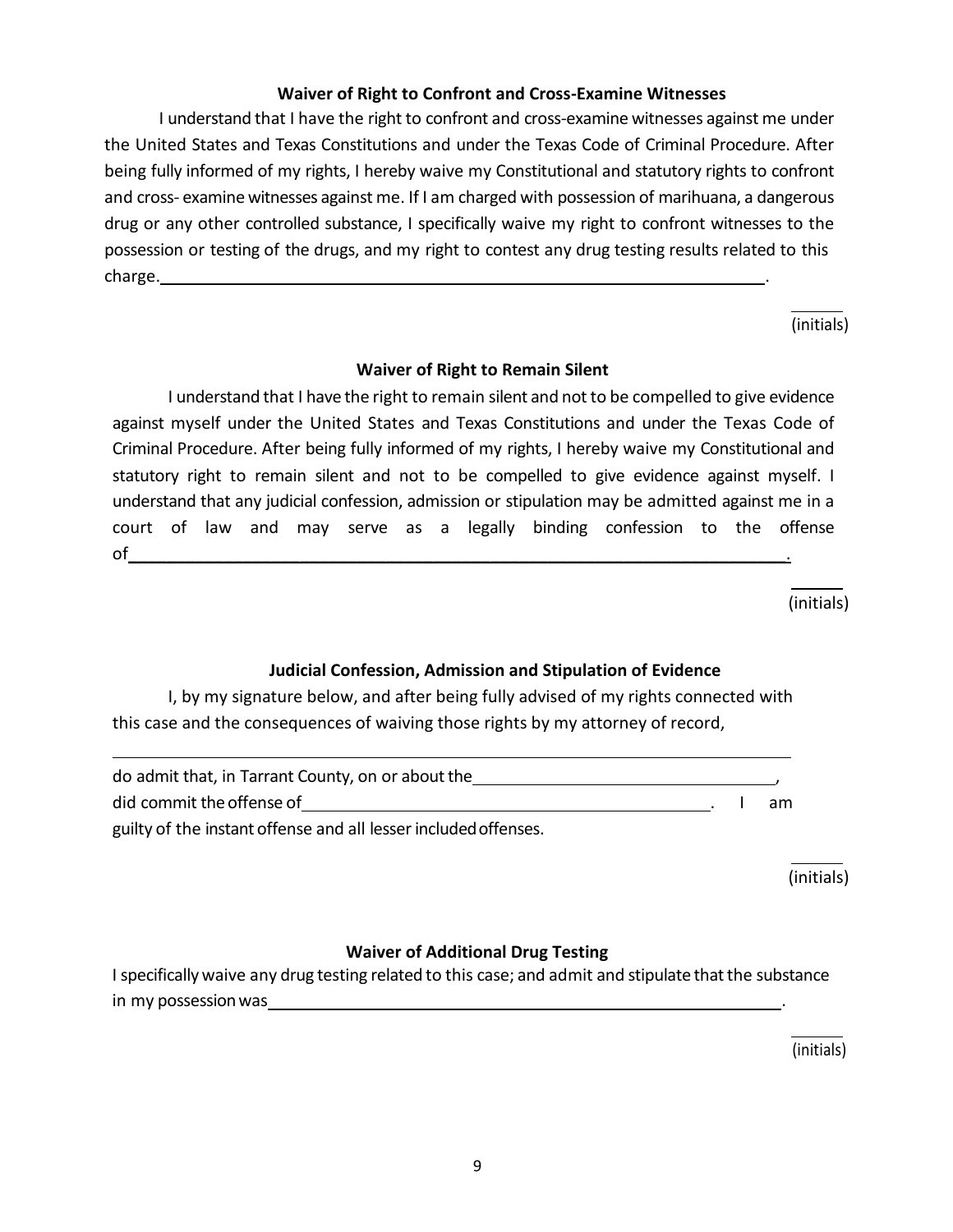### Waiver of Right to Confront and Cross-Examine Witnesses

I understand that I have the right to confront and cross-examine witnesses against me under the United States and Texas Constitutions and under the Texas Code of Criminal Procedure. After being fully informed of my rights, I hereby waive my Constitutional and statutory rights to confront and cross- examine witnesses against me. If I am charged with possession of marihuana, a dangerous drug or any other controlled substance, I specifically waive my right to confront witnesses to the possession or testing of the drugs, and my right to contest any drug testing results related to this charge.______________________________________________________________.

______ (initials)

### Waiver of Right to Remain Silent

I understand that I have the right to remain silent and not to be compelled to give evidence against myself under the United States and Texas Constitutions and under the Texas Code of Criminal Procedure. After being fully informed of my rights, I hereby waive my Constitutional and statutory right to remain silent and not to be compelled to give evidence against myself. I understand that any judicial confession, admission or stipulation may be admitted against me in a court of law and may serve as a legally binding confession to the offense of______________________________________________________________.

______ (initials)

### Judicial Confession, Admission and Stipulation of Evidence

I, by my signature below, and after being fully advised of my rights connected with this case and the consequences of waiving those rights by my attorney of record,

______________________________________________________________

do admit that, in Tarrant County, on or about the______________________________,
did commit the offense of________________________________________. I am guilty of the instant offense and all lesser included offenses.

______ (initials)

### Waiver of Additional Drug Testing

I specifically waive any drug testing related to this case; and admit and stipulate that the substance in my possession was______________________________________________________.

______ (initials)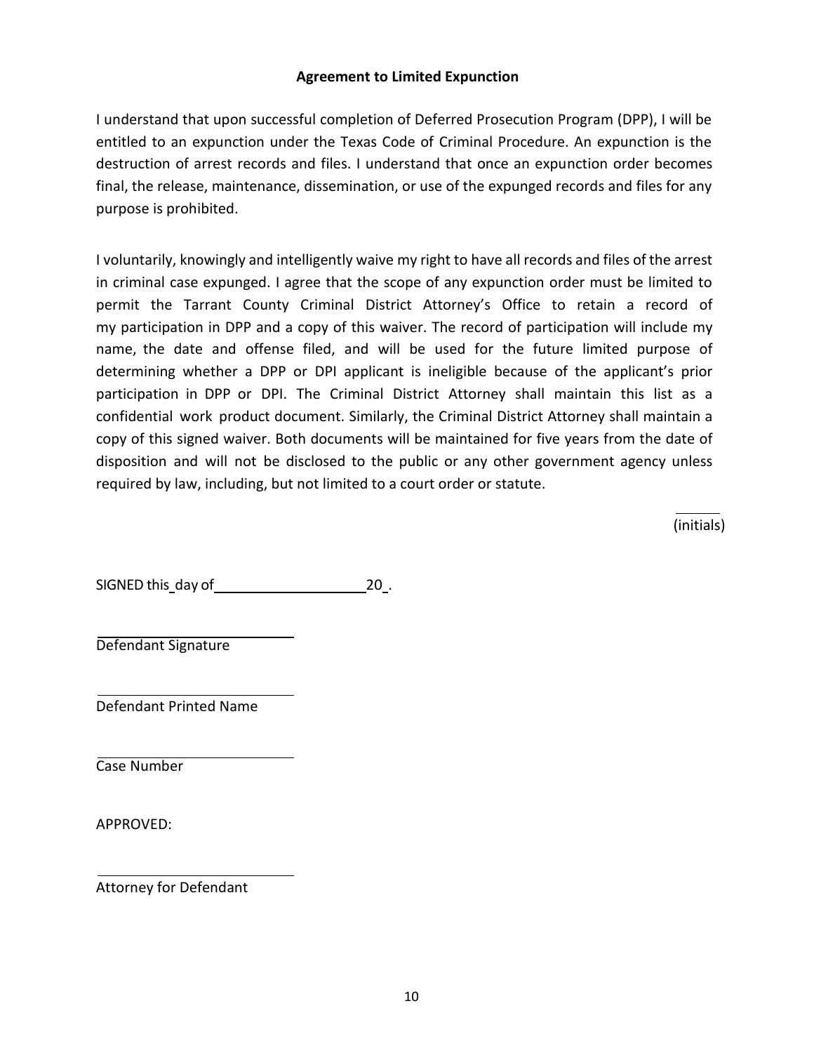**Agreement to Limited Expunction**

I understand that upon successful completion of Deferred Prosecution Program (DPP), I will be entitled to an expunction under the Texas Code of Criminal Procedure. An expunction is the destruction of arrest records and files. I understand that once an expunction order becomes final, the release, maintenance, dissemination, or use of the expunged records and files for any purpose is prohibited.

I voluntarily, knowingly and intelligently waive my right to have all records and files of the arrest in criminal case expunged. I agree that the scope of any expunction order must be limited to permit the Tarrant County Criminal District Attorney's Office to retain a record of my participation in DPP and a copy of this waiver. The record of participation will include my name, the date and offense filed, and will be used for the future limited purpose of determining whether a DPP or DPI applicant is ineligible because of the applicant's prior participation in DPP or DPI. The Criminal District Attorney shall maintain this list as a confidential work product document. Similarly, the Criminal District Attorney shall maintain a copy of this signed waiver. Both documents will be maintained for five years from the date of disposition and will not be disclosed to the public or any other government agency unless required by law, including, but not limited to a court order or statute.

______
(initials)

SIGNED this _ day of ____________________ 20 _.

____________________________
Defendant Signature

____________________________
Defendant Printed Name

____________________________
Case Number

APPROVED:

____________________________
Attorney for Defendant